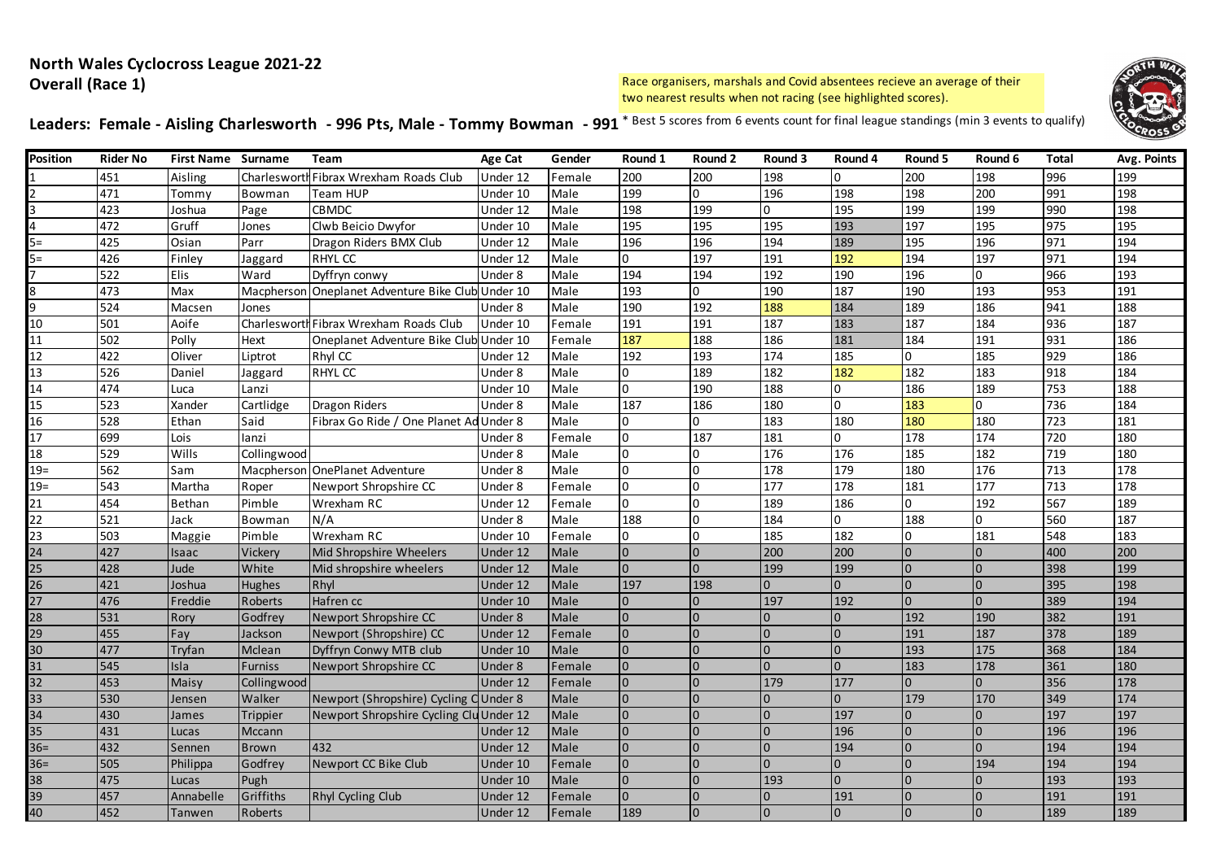# North Wales Cyclocross League 2021-22
## Overall (Race 1)

Race organisers, marshals and Covid absentees recieve an average of their two nearest results when not racing (see highlighted scores).

**Leaders: Female - Aisling Charlesworth - 996 Pts, Male - Tommy Bowman - 991**

\* Best 5 scores from 6 events count for final league standings (min 3 events to qualify)

| Position | Rider No | First Name | Surname | Team | Age Cat | Gender | Round 1 | Round 2 | Round 3 | Round 4 | Round 5 | Round 6 | Total | Avg. Points |
|---|---|---|---|---|---|---|---|---|---|---|---|---|---|---|
| 1 | 451 | Aisling | Charlesworth | Fibrax Wrexham Roads Club | Under 12 | Female | 200 | 200 | 198 | 0 | 200 | 198 | 996 | 199 |
| 2 | 471 | Tommy | Bowman | Team HUP | Under 10 | Male | 199 | 0 | 196 | 198 | 198 | 200 | 991 | 198 |
| 3 | 423 | Joshua | Page | CBMDC | Under 12 | Male | 198 | 199 | 0 | 195 | 199 | 199 | 990 | 198 |
| 4 | 472 | Gruff | Jones | Clwb Beicio Dwyfor | Under 10 | Male | 195 | 195 | 195 | 193 | 197 | 195 | 975 | 195 |
| 5= | 425 | Osian | Parr | Dragon Riders BMX Club | Under 12 | Male | 196 | 196 | 194 | 189 | 195 | 196 | 971 | 194 |
| 5= | 426 | Finley | Jaggard | RHYL CC | Under 12 | Male | 0 | 197 | 191 | 192 | 194 | 197 | 971 | 194 |
| 7 | 522 | Elis | Ward | Dyffryn conwy | Under 8 | Male | 194 | 194 | 192 | 190 | 196 | 0 | 966 | 193 |
| 8 | 473 | Max | Macpherson | Oneplanet Adventure Bike Club | Under 10 | Male | 193 | 0 | 190 | 187 | 190 | 193 | 953 | 191 |
| 9 | 524 | Macsen | Jones | | Under 8 | Male | 190 | 192 | 188 | 184 | 189 | 186 | 941 | 188 |
| 10 | 501 | Aoife | Charlesworth | Fibrax Wrexham Roads Club | Under 10 | Female | 191 | 191 | 187 | 183 | 187 | 184 | 936 | 187 |
| 11 | 502 | Polly | Hext | Oneplanet Adventure Bike Club | Under 10 | Female | 187 | 188 | 186 | 181 | 184 | 191 | 931 | 186 |
| 12 | 422 | Oliver | Liptrot | Rhyl CC | Under 12 | Male | 192 | 193 | 174 | 185 | 0 | 185 | 929 | 186 |
| 13 | 526 | Daniel | Jaggard | RHYL CC | Under 8 | Male | 0 | 189 | 182 | 182 | 182 | 183 | 918 | 184 |
| 14 | 474 | Luca | Lanzi | | Under 10 | Male | 0 | 190 | 188 | 0 | 186 | 189 | 753 | 188 |
| 15 | 523 | Xander | Cartlidge | Dragon Riders | Under 8 | Male | 187 | 186 | 180 | 0 | 183 | 0 | 736 | 184 |
| 16 | 528 | Ethan | Said | Fibrax Go Ride / One Planet Ad | Under 8 | Male | 0 | 0 | 183 | 180 | 180 | 180 | 723 | 181 |
| 17 | 699 | Lois | Ianzi | | Under 8 | Female | 0 | 187 | 181 | 0 | 178 | 174 | 720 | 180 |
| 18 | 529 | Wills | Collingwood | | Under 8 | Male | 0 | 0 | 176 | 176 | 185 | 182 | 719 | 180 |
| 19= | 562 | Sam | Macpherson | OnePlanet Adventure | Under 8 | Male | 0 | 0 | 178 | 179 | 180 | 176 | 713 | 178 |
| 19= | 543 | Martha | Roper | Newport Shropshire CC | Under 8 | Female | 0 | 0 | 177 | 178 | 181 | 177 | 713 | 178 |
| 21 | 454 | Bethan | Pimble | Wrexham RC | Under 12 | Female | 0 | 0 | 189 | 186 | 0 | 192 | 567 | 189 |
| 22 | 521 | Jack | Bowman | N/A | Under 8 | Male | 188 | 0 | 184 | 0 | 188 | 0 | 560 | 187 |
| 23 | 503 | Maggie | Pimble | Wrexham RC | Under 10 | Female | 0 | 0 | 185 | 182 | 0 | 181 | 548 | 183 |
| 24 | 427 | Isaac | Vickery | Mid Shropshire Wheelers | Under 12 | Male | 0 | 0 | 200 | 200 | 0 | 0 | 400 | 200 |
| 25 | 428 | Jude | White | Mid shropshire wheelers | Under 12 | Male | 0 | 0 | 199 | 199 | 0 | 0 | 398 | 199 |
| 26 | 421 | Joshua | Hughes | Rhyl | Under 12 | Male | 197 | 198 | 0 | 0 | 0 | 0 | 395 | 198 |
| 27 | 476 | Freddie | Roberts | Hafren cc | Under 10 | Male | 0 | 0 | 197 | 192 | 0 | 0 | 389 | 194 |
| 28 | 531 | Rory | Godfrey | Newport Shropshire CC | Under 8 | Male | 0 | 0 | 0 | 0 | 192 | 190 | 382 | 191 |
| 29 | 455 | Fay | Jackson | Newport (Shropshire) CC | Under 12 | Female | 0 | 0 | 0 | 0 | 191 | 187 | 378 | 189 |
| 30 | 477 | Tryfan | Mclean | Dyffryn Conwy MTB club | Under 10 | Male | 0 | 0 | 0 | 0 | 193 | 175 | 368 | 184 |
| 31 | 545 | Isla | Furniss | Newport Shropshire CC | Under 8 | Female | 0 | 0 | 0 | 0 | 183 | 178 | 361 | 180 |
| 32 | 453 | Maisy | Collingwood | | Under 12 | Female | 0 | 0 | 179 | 177 | 0 | 0 | 356 | 178 |
| 33 | 530 | Jensen | Walker | Newport (Shropshire) Cycling C | Under 8 | Male | 0 | 0 | 0 | 0 | 179 | 170 | 349 | 174 |
| 34 | 430 | James | Trippier | Newport Shropshire Cycling Clu | Under 12 | Male | 0 | 0 | 0 | 197 | 0 | 0 | 197 | 197 |
| 35 | 431 | Lucas | Mccann | | Under 12 | Male | 0 | 0 | 0 | 196 | 0 | 0 | 196 | 196 |
| 36= | 432 | Sennen | Brown | 432 | Under 12 | Male | 0 | 0 | 0 | 194 | 0 | 0 | 194 | 194 |
| 36= | 505 | Philippa | Godfrey | Newport CC Bike Club | Under 10 | Female | 0 | 0 | 0 | 0 | 0 | 194 | 194 | 194 |
| 38 | 475 | Lucas | Pugh | | Under 10 | Male | 0 | 0 | 193 | 0 | 0 | 0 | 193 | 193 |
| 39 | 457 | Annabelle | Griffiths | Rhyl Cycling Club | Under 12 | Female | 0 | 0 | 0 | 191 | 0 | 0 | 191 | 191 |
| 40 | 452 | Tanwen | Roberts | | Under 12 | Female | 189 | 0 | 0 | 0 | 0 | 0 | 189 | 189 |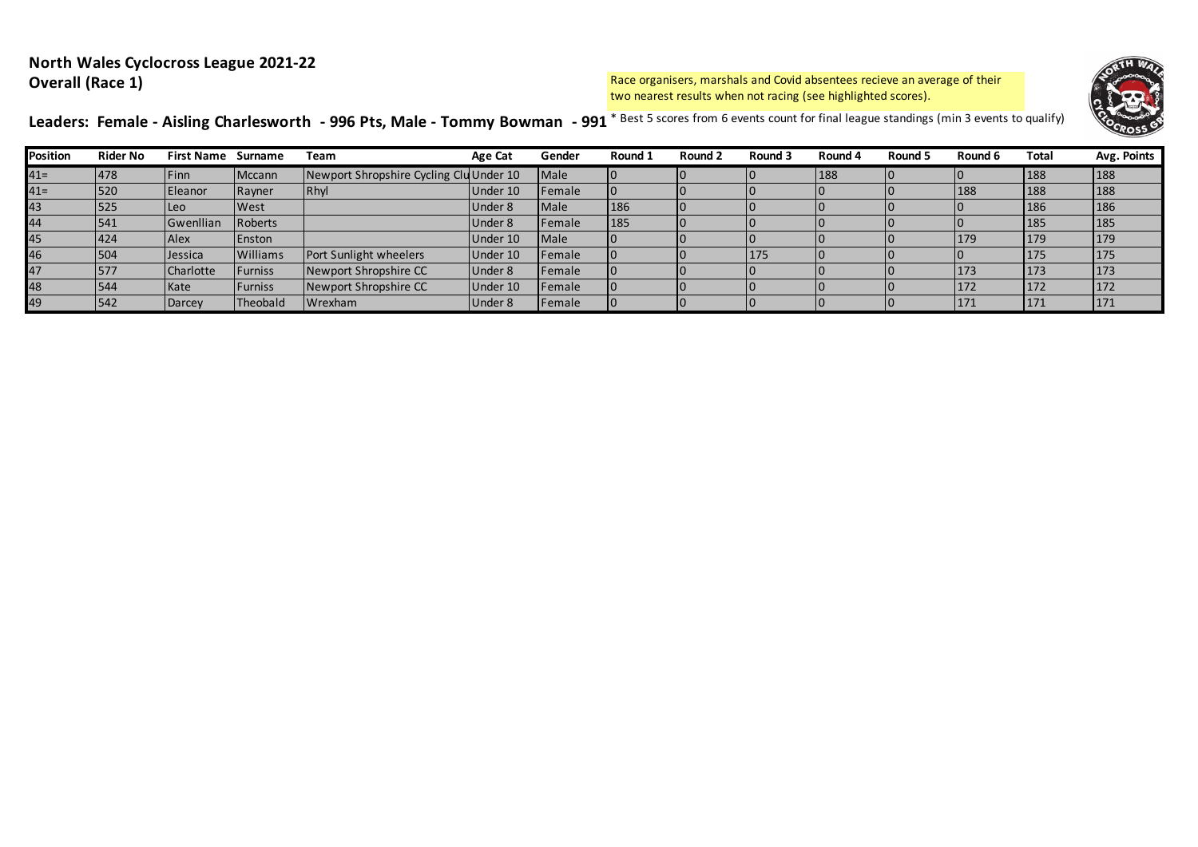**North Wales Cyclocross League 2021-22**
**Overall (Race 1)**

Race organisers, marshals and Covid absentees recieve an average of their two nearest results when not racing (see highlighted scores).

**Leaders: Female - Aisling Charlesworth - 996 Pts, Male - Tommy Bowman - 991**

* Best 5 scores from 6 events count for final league standings (min 3 events to qualify)

| Position | Rider No | First Name | Surname | Team | Age Cat | Gender | Round 1 | Round 2 | Round 3 | Round 4 | Round 5 | Round 6 | Total | Avg. Points |
|---|---|---|---|---|---|---|---|---|---|---|---|---|---|---|
| 41= | 478 | Finn | Mccann | Newport Shropshire Cycling Clu | Under 10 | Male | 0 | 0 | 0 | 188 | 0 | 0 | 188 | 188 |
| 41= | 520 | Eleanor | Rayner | Rhyl | Under 10 | Female | 0 | 0 | 0 | 0 | 0 | 188 | 188 | 188 |
| 43 | 525 | Leo | West | | Under 8 | Male | 186 | 0 | 0 | 0 | 0 | 0 | 186 | 186 |
| 44 | 541 | Gwenllian | Roberts | | Under 8 | Female | 185 | 0 | 0 | 0 | 0 | 0 | 185 | 185 |
| 45 | 424 | Alex | Enston | | Under 10 | Male | 0 | 0 | 0 | 0 | 0 | 179 | 179 | 179 |
| 46 | 504 | Jessica | Williams | Port Sunlight wheelers | Under 10 | Female | 0 | 0 | 175 | 0 | 0 | 0 | 175 | 175 |
| 47 | 577 | Charlotte | Furniss | Newport Shropshire CC | Under 8 | Female | 0 | 0 | 0 | 0 | 0 | 173 | 173 | 173 |
| 48 | 544 | Kate | Furniss | Newport Shropshire CC | Under 10 | Female | 0 | 0 | 0 | 0 | 0 | 172 | 172 | 172 |
| 49 | 542 | Darcey | Theobald | Wrexham | Under 8 | Female | 0 | 0 | 0 | 0 | 0 | 171 | 171 | 171 |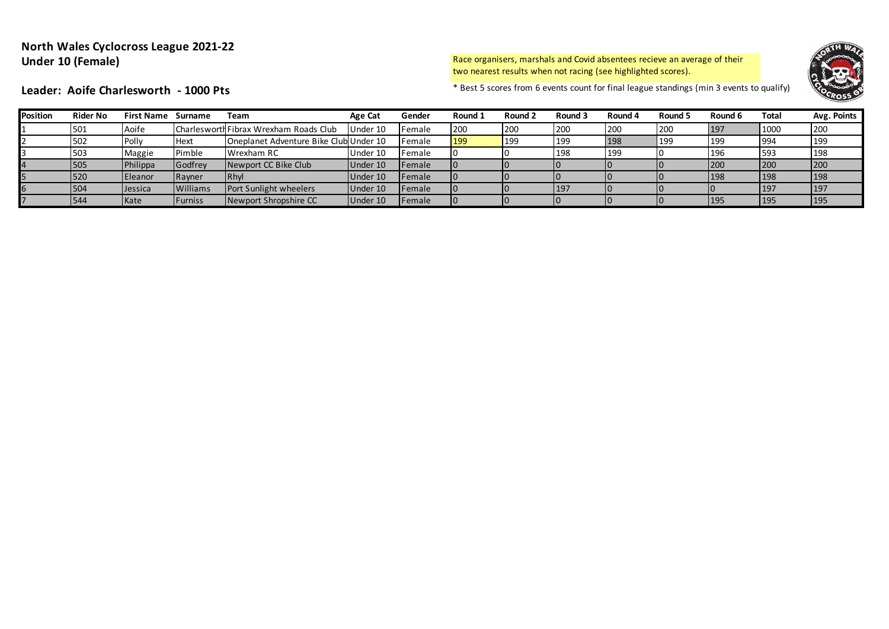## North Wales Cyclocross League 2021-22
## Under 10 (Female)

Race organisers, marshals and Covid absentees recieve an average of their two nearest results when not racing (see highlighted scores).

### Leader: Aoife Charlesworth - 1000 Pts

* Best 5 scores from 6 events count for final league standings (min 3 events to qualify)

| Position | Rider No | First Name | Surname | Team | Age Cat | Gender | Round 1 | Round 2 | Round 3 | Round 4 | Round 5 | Round 6 | Total | Avg. Points |
|---|---|---|---|---|---|---|---|---|---|---|---|---|---|---|
| 1 | 501 | Aoife | Charlesworth | Fibrax Wrexham Roads Club | Under 10 | Female | 200 | 200 | 200 | 200 | 200 | 197 | 1000 | 200 |
| 2 | 502 | Polly | Hext | Oneplanet Adventure Bike Club | Under 10 | Female | 199 | 199 | 199 | 198 | 199 | 199 | 994 | 199 |
| 3 | 503 | Maggie | Pimble | Wrexham RC | Under 10 | Female | 0 | 0 | 198 | 199 | 0 | 196 | 593 | 198 |
| 4 | 505 | Philippa | Godfrey | Newport CC Bike Club | Under 10 | Female | 0 | 0 | 0 | 0 | 0 | 200 | 200 | 200 |
| 5 | 520 | Eleanor | Rayner | Rhyl | Under 10 | Female | 0 | 0 | 0 | 0 | 0 | 198 | 198 | 198 |
| 6 | 504 | Jessica | Williams | Port Sunlight wheelers | Under 10 | Female | 0 | 0 | 197 | 0 | 0 | 0 | 197 | 197 |
| 7 | 544 | Kate | Furniss | Newport Shropshire CC | Under 10 | Female | 0 | 0 | 0 | 0 | 0 | 195 | 195 | 195 |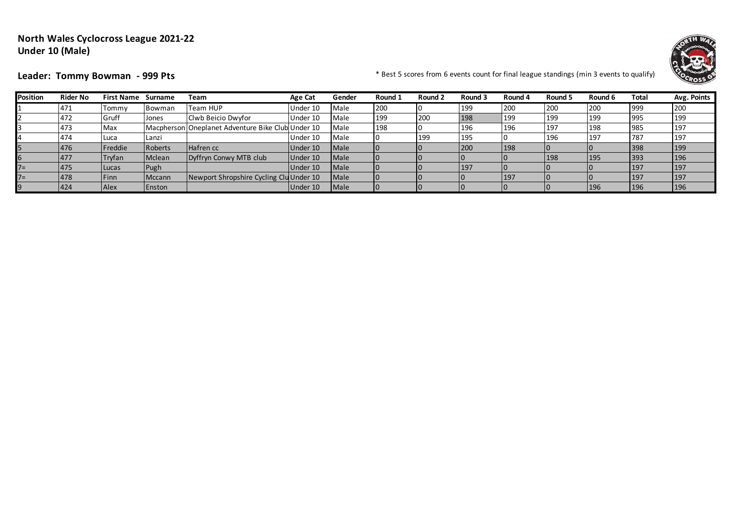**North Wales Cyclocross League 2021-22**
**Under 10 (Male)**

**Leader: Tommy Bowman - 999 Pts**

\* Best 5 scores from 6 events count for final league standings (min 3 events to qualify)

| Position | Rider No | First Name | Surname | Team | Age Cat | Gender | Round 1 | Round 2 | Round 3 | Round 4 | Round 5 | Round 6 | Total | Avg. Points |
|---|---|---|---|---|---|---|---|---|---|---|---|---|---|---|
| 1 | 471 | Tommy | Bowman | Team HUP | Under 10 | Male | 200 | 0 | 199 | 200 | 200 | 200 | 999 | 200 |
| 2 | 472 | Gruff | Jones | Clwb Beicio Dwyfor | Under 10 | Male | 199 | 200 | 198 | 199 | 199 | 199 | 995 | 199 |
| 3 | 473 | Max | Macpherson | Oneplanet Adventure Bike Club | Under 10 | Male | 198 | 0 | 196 | 196 | 197 | 198 | 985 | 197 |
| 4 | 474 | Luca | Lanzi | | Under 10 | Male | 0 | 199 | 195 | 0 | 196 | 197 | 787 | 197 |
| 5 | 476 | Freddie | Roberts | Hafren cc | Under 10 | Male | 0 | 0 | 200 | 198 | 0 | 0 | 398 | 199 |
| 6 | 477 | Tryfan | Mclean | Dyffryn Conwy MTB club | Under 10 | Male | 0 | 0 | 0 | 0 | 198 | 195 | 393 | 196 |
| 7= | 475 | Lucas | Pugh | | Under 10 | Male | 0 | 0 | 197 | 0 | 0 | 0 | 197 | 197 |
| 7= | 478 | Finn | Mccann | Newport Shropshire Cycling Clu | Under 10 | Male | 0 | 0 | 0 | 197 | 0 | 0 | 197 | 197 |
| 9 | 424 | Alex | Enston | | Under 10 | Male | 0 | 0 | 0 | 0 | 0 | 196 | 196 | 196 |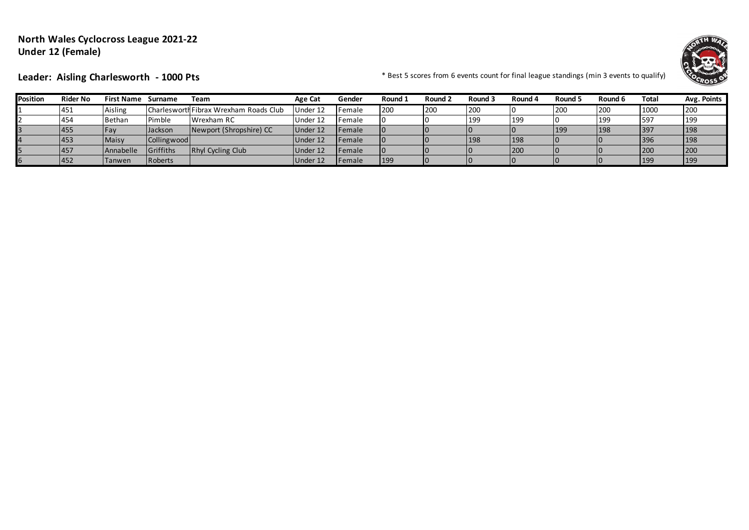**North Wales Cyclocross League 2021-22**
**Under 12 (Female)**

**Leader: Aisling Charlesworth - 1000 Pts**

* Best 5 scores from 6 events count for final league standings (min 3 events to qualify)

| Position | Rider No | First Name | Surname | Team | Age Cat | Gender | Round 1 | Round 2 | Round 3 | Round 4 | Round 5 | Round 6 | Total | Avg. Points |
|---|---|---|---|---|---|---|---|---|---|---|---|---|---|---|
| 1 | 451 | Aisling | Charlesworth | Fibrax Wrexham Roads Club | Under 12 | Female | 200 | 200 | 200 | 0 | 200 | 200 | 1000 | 200 |
| 2 | 454 | Bethan | Pimble | Wrexham RC | Under 12 | Female | 0 | 0 | 199 | 199 | 0 | 199 | 597 | 199 |
| 3 | 455 | Fay | Jackson | Newport (Shropshire) CC | Under 12 | Female | 0 | 0 | 0 | 0 | 199 | 198 | 397 | 198 |
| 4 | 453 | Maisy | Collingwood | | Under 12 | Female | 0 | 0 | 198 | 198 | 0 | 0 | 396 | 198 |
| 5 | 457 | Annabelle | Griffiths | Rhyl Cycling Club | Under 12 | Female | 0 | 0 | 0 | 200 | 0 | 0 | 200 | 200 |
| 6 | 452 | Tanwen | Roberts | | Under 12 | Female | 199 | 0 | 0 | 0 | 0 | 0 | 199 | 199 |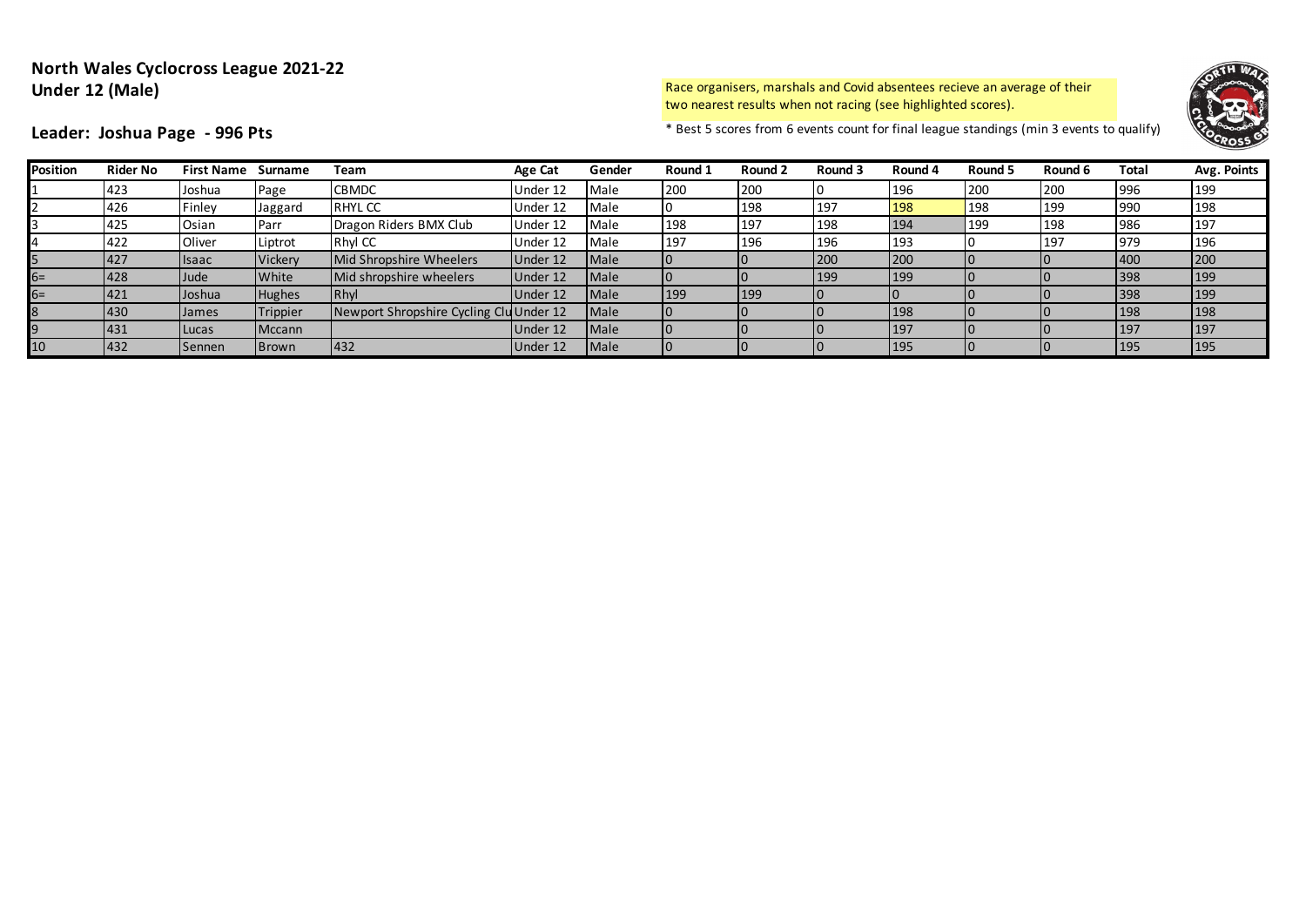**North Wales Cyclocross League 2021-22**
**Under 12 (Male)**

**Leader: Joshua Page - 996 Pts**

Race organisers, marshals and Covid absentees recieve an average of their two nearest results when not racing (see highlighted scores).

* Best 5 scores from 6 events count for final league standings (min 3 events to qualify)

| Position | Rider No | First Name | Surname | Team | Age Cat | Gender | Round 1 | Round 2 | Round 3 | Round 4 | Round 5 | Round 6 | Total | Avg. Points |
|---|---|---|---|---|---|---|---|---|---|---|---|---|---|---|
| 1 | 423 | Joshua | Page | CBMDC | Under 12 | Male | 200 | 200 | 0 | 196 | 200 | 200 | 996 | 199 |
| 2 | 426 | Finley | Jaggard | RHYL CC | Under 12 | Male | 0 | 198 | 197 | 198 | 198 | 199 | 990 | 198 |
| 3 | 425 | Osian | Parr | Dragon Riders BMX Club | Under 12 | Male | 198 | 197 | 198 | 194 | 199 | 198 | 986 | 197 |
| 4 | 422 | Oliver | Liptrot | Rhyl CC | Under 12 | Male | 197 | 196 | 196 | 193 | 0 | 197 | 979 | 196 |
| 5 | 427 | Isaac | Vickery | Mid Shropshire Wheelers | Under 12 | Male | 0 | 0 | 200 | 200 | 0 | 0 | 400 | 200 |
| 6= | 428 | Jude | White | Mid shropshire wheelers | Under 12 | Male | 0 | 0 | 199 | 199 | 0 | 0 | 398 | 199 |
| 6= | 421 | Joshua | Hughes | Rhyl | Under 12 | Male | 199 | 199 | 0 | 0 | 0 | 0 | 398 | 199 |
| 8 | 430 | James | Trippier | Newport Shropshire Cycling Clu | Under 12 | Male | 0 | 0 | 0 | 198 | 0 | 0 | 198 | 198 |
| 9 | 431 | Lucas | Mccann | | Under 12 | Male | 0 | 0 | 0 | 197 | 0 | 0 | 197 | 197 |
| 10 | 432 | Sennen | Brown | 432 | Under 12 | Male | 0 | 0 | 0 | 195 | 0 | 0 | 195 | 195 |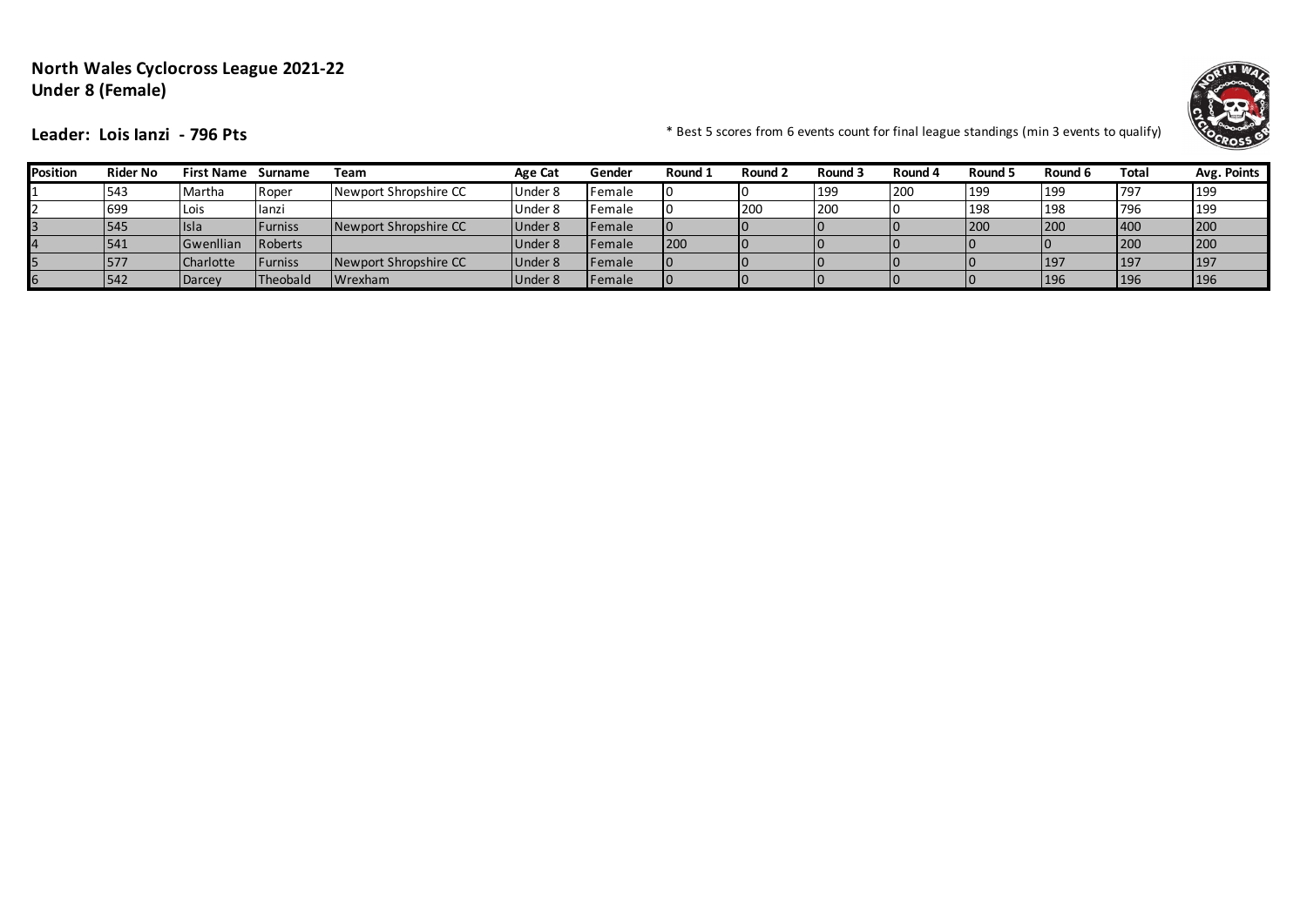**North Wales Cyclocross League 2021-22**
**Under 8 (Female)**

**Leader: Lois Ianzi - 796 Pts**

* Best 5 scores from 6 events count for final league standings (min 3 events to qualify)

| Position | Rider No | First Name | Surname | Team | Age Cat | Gender | Round 1 | Round 2 | Round 3 | Round 4 | Round 5 | Round 6 | Total | Avg. Points |
|---|---|---|---|---|---|---|---|---|---|---|---|---|---|---|
| 1 | 543 | Martha | Roper | Newport Shropshire CC | Under 8 | Female | 0 | 0 | 199 | 200 | 199 | 199 | 797 | 199 |
| 2 | 699 | Lois | Ianzi | | Under 8 | Female | 0 | 200 | 200 | 0 | 198 | 198 | 796 | 199 |
| 3 | 545 | Isla | Furniss | Newport Shropshire CC | Under 8 | Female | 0 | 0 | 0 | 0 | 200 | 200 | 400 | 200 |
| 4 | 541 | Gwenllian | Roberts | | Under 8 | Female | 200 | 0 | 0 | 0 | 0 | 0 | 200 | 200 |
| 5 | 577 | Charlotte | Furniss | Newport Shropshire CC | Under 8 | Female | 0 | 0 | 0 | 0 | 0 | 197 | 197 | 197 |
| 6 | 542 | Darcey | Theobald | Wrexham | Under 8 | Female | 0 | 0 | 0 | 0 | 0 | 196 | 196 | 196 |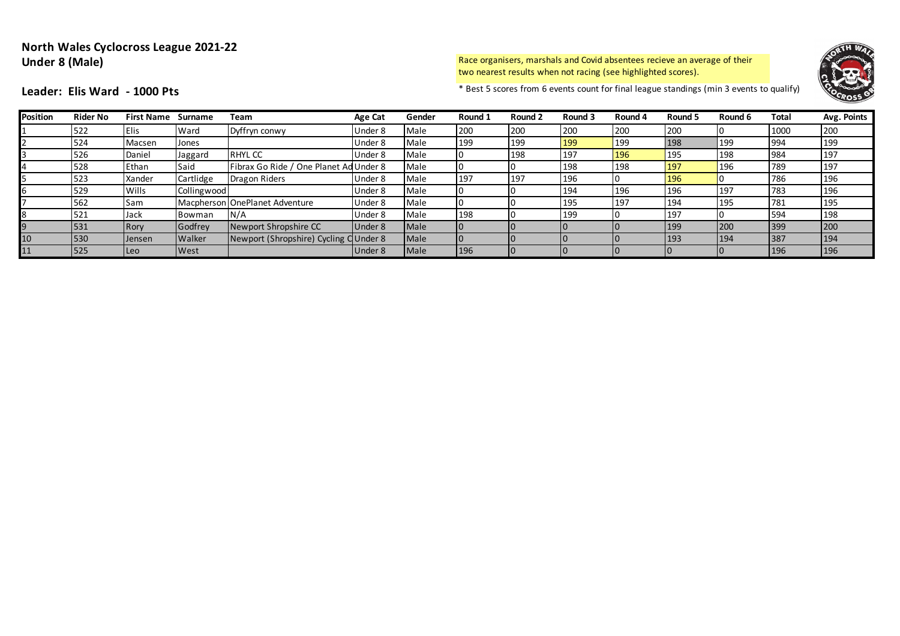**North Wales Cyclocross League 2021-22**
**Under 8 (Male)**

**Leader: Elis Ward - 1000 Pts**

Race organisers, marshals and Covid absentees recieve an average of their two nearest results when not racing (see highlighted scores).

* Best 5 scores from 6 events count for final league standings (min 3 events to qualify)

| Position | Rider No | First Name | Surname | Team | Age Cat | Gender | Round 1 | Round 2 | Round 3 | Round 4 | Round 5 | Round 6 | Total | Avg. Points |
|---|---|---|---|---|---|---|---|---|---|---|---|---|---|---|
| 1 | 522 | Elis | Ward | Dyffryn conwy | Under 8 | Male | 200 | 200 | 200 | 200 | 200 | 0 | 1000 | 200 |
| 2 | 524 | Macsen | Jones | | Under 8 | Male | 199 | 199 | 199 | 199 | 198 | 199 | 994 | 199 |
| 3 | 526 | Daniel | Jaggard | RHYL CC | Under 8 | Male | 0 | 198 | 197 | 196 | 195 | 198 | 984 | 197 |
| 4 | 528 | Ethan | Said | Fibrax Go Ride / One Planet Ad | Under 8 | Male | 0 | 0 | 198 | 198 | 197 | 196 | 789 | 197 |
| 5 | 523 | Xander | Cartlidge | Dragon Riders | Under 8 | Male | 197 | 197 | 196 | 0 | 196 | 0 | 786 | 196 |
| 6 | 529 | Wills | Collingwood | | Under 8 | Male | 0 | 0 | 194 | 196 | 196 | 197 | 783 | 196 |
| 7 | 562 | Sam | Macpherson | OnePlanet Adventure | Under 8 | Male | 0 | 0 | 195 | 197 | 194 | 195 | 781 | 195 |
| 8 | 521 | Jack | Bowman | N/A | Under 8 | Male | 198 | 0 | 199 | 0 | 197 | 0 | 594 | 198 |
| 9 | 531 | Rory | Godfrey | Newport Shropshire CC | Under 8 | Male | 0 | 0 | 0 | 0 | 199 | 200 | 399 | 200 |
| 10 | 530 | Jensen | Walker | Newport (Shropshire) Cycling C | Under 8 | Male | 0 | 0 | 0 | 0 | 193 | 194 | 387 | 194 |
| 11 | 525 | Leo | West | | Under 8 | Male | 196 | 0 | 0 | 0 | 0 | 0 | 196 | 196 |